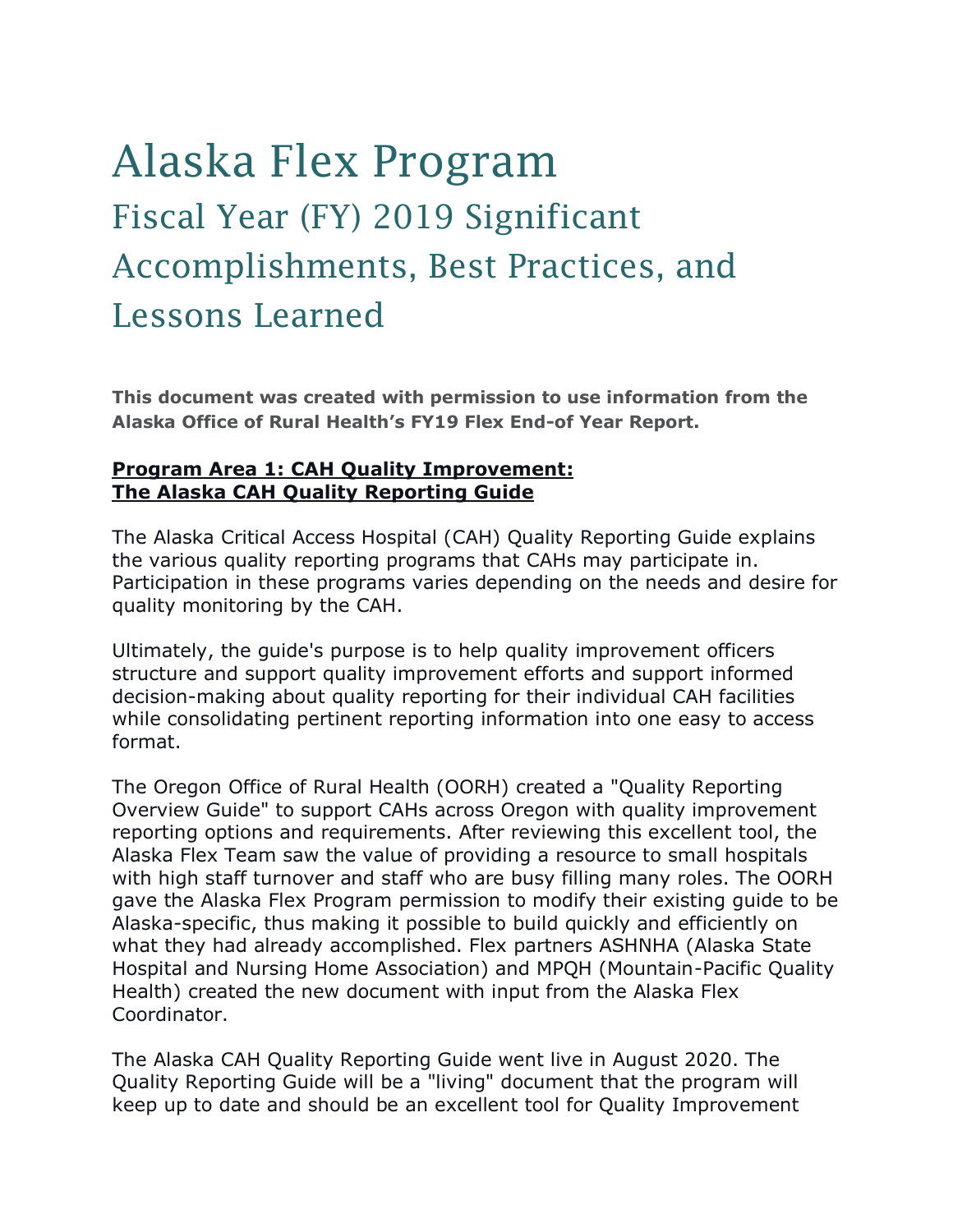# Alaska Flex Program

## Fiscal Year (FY) 2019 Significant Accomplishments, Best Practices, and Lessons Learned

**This document was created with permission to use information from the Alaska Office of Rural Health's FY19 Flex End-of Year Report.**

### Program Area 1: CAH Quality Improvement: The Alaska CAH Quality Reporting Guide

The Alaska Critical Access Hospital (CAH) Quality Reporting Guide explains the various quality reporting programs that CAHs may participate in. Participation in these programs varies depending on the needs and desire for quality monitoring by the CAH.

Ultimately, the guide's purpose is to help quality improvement officers structure and support quality improvement efforts and support informed decision-making about quality reporting for their individual CAH facilities while consolidating pertinent reporting information into one easy to access format.

The Oregon Office of Rural Health (OORH) created a "Quality Reporting Overview Guide" to support CAHs across Oregon with quality improvement reporting options and requirements. After reviewing this excellent tool, the Alaska Flex Team saw the value of providing a resource to small hospitals with high staff turnover and staff who are busy filling many roles. The OORH gave the Alaska Flex Program permission to modify their existing guide to be Alaska-specific, thus making it possible to build quickly and efficiently on what they had already accomplished. Flex partners ASHNHA (Alaska State Hospital and Nursing Home Association) and MPQH (Mountain-Pacific Quality Health) created the new document with input from the Alaska Flex Coordinator.

The Alaska CAH Quality Reporting Guide went live in August 2020. The Quality Reporting Guide will be a "living" document that the program will keep up to date and should be an excellent tool for Quality Improvement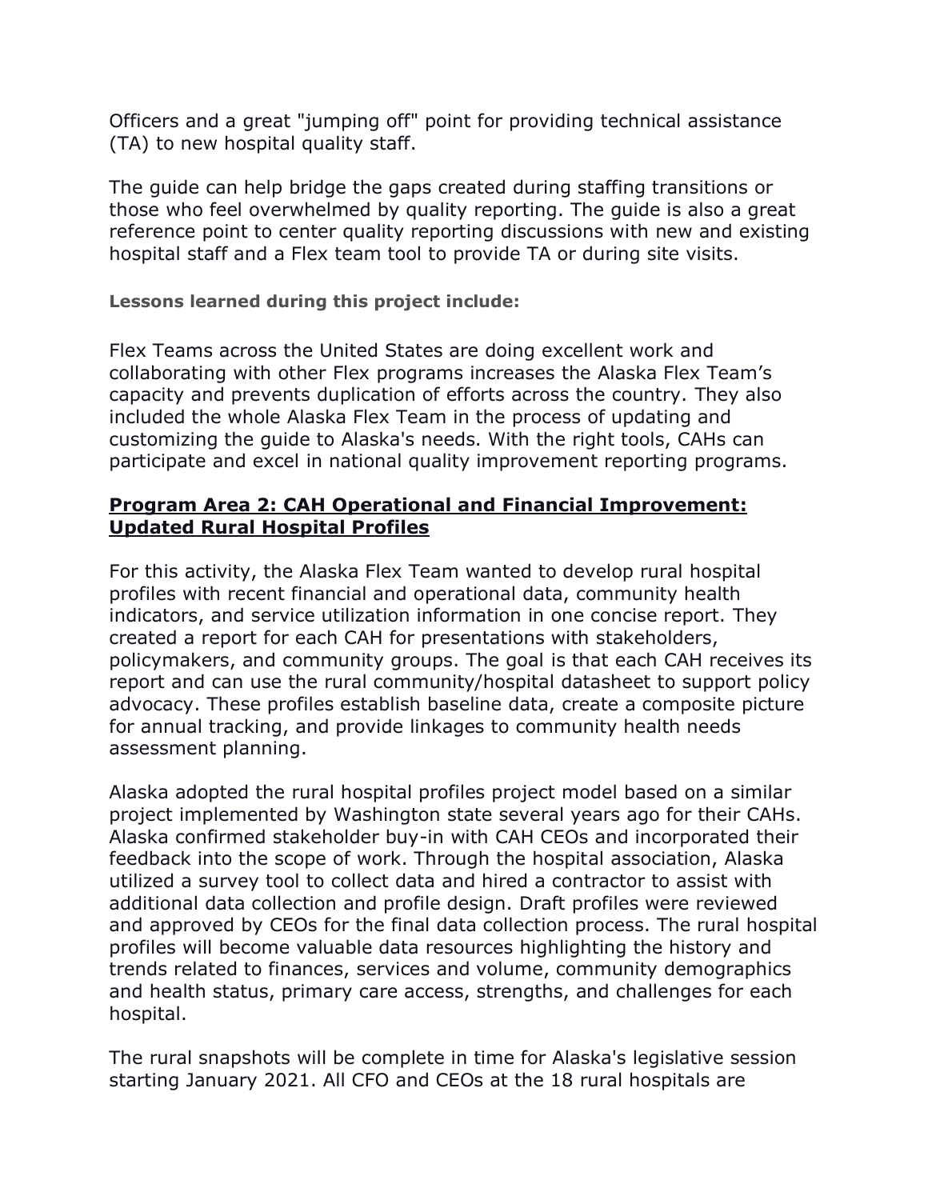Officers and a great "jumping off" point for providing technical assistance (TA) to new hospital quality staff.

The guide can help bridge the gaps created during staffing transitions or those who feel overwhelmed by quality reporting. The guide is also a great reference point to center quality reporting discussions with new and existing hospital staff and a Flex team tool to provide TA or during site visits.

**Lessons learned during this project include:**

Flex Teams across the United States are doing excellent work and collaborating with other Flex programs increases the Alaska Flex Team's capacity and prevents duplication of efforts across the country. They also included the whole Alaska Flex Team in the process of updating and customizing the guide to Alaska's needs. With the right tools, CAHs can participate and excel in national quality improvement reporting programs.

## Program Area 2: CAH Operational and Financial Improvement: Updated Rural Hospital Profiles

For this activity, the Alaska Flex Team wanted to develop rural hospital profiles with recent financial and operational data, community health indicators, and service utilization information in one concise report. They created a report for each CAH for presentations with stakeholders, policymakers, and community groups. The goal is that each CAH receives its report and can use the rural community/hospital datasheet to support policy advocacy. These profiles establish baseline data, create a composite picture for annual tracking, and provide linkages to community health needs assessment planning.

Alaska adopted the rural hospital profiles project model based on a similar project implemented by Washington state several years ago for their CAHs. Alaska confirmed stakeholder buy-in with CAH CEOs and incorporated their feedback into the scope of work. Through the hospital association, Alaska utilized a survey tool to collect data and hired a contractor to assist with additional data collection and profile design. Draft profiles were reviewed and approved by CEOs for the final data collection process. The rural hospital profiles will become valuable data resources highlighting the history and trends related to finances, services and volume, community demographics and health status, primary care access, strengths, and challenges for each hospital.

The rural snapshots will be complete in time for Alaska's legislative session starting January 2021. All CFO and CEOs at the 18 rural hospitals are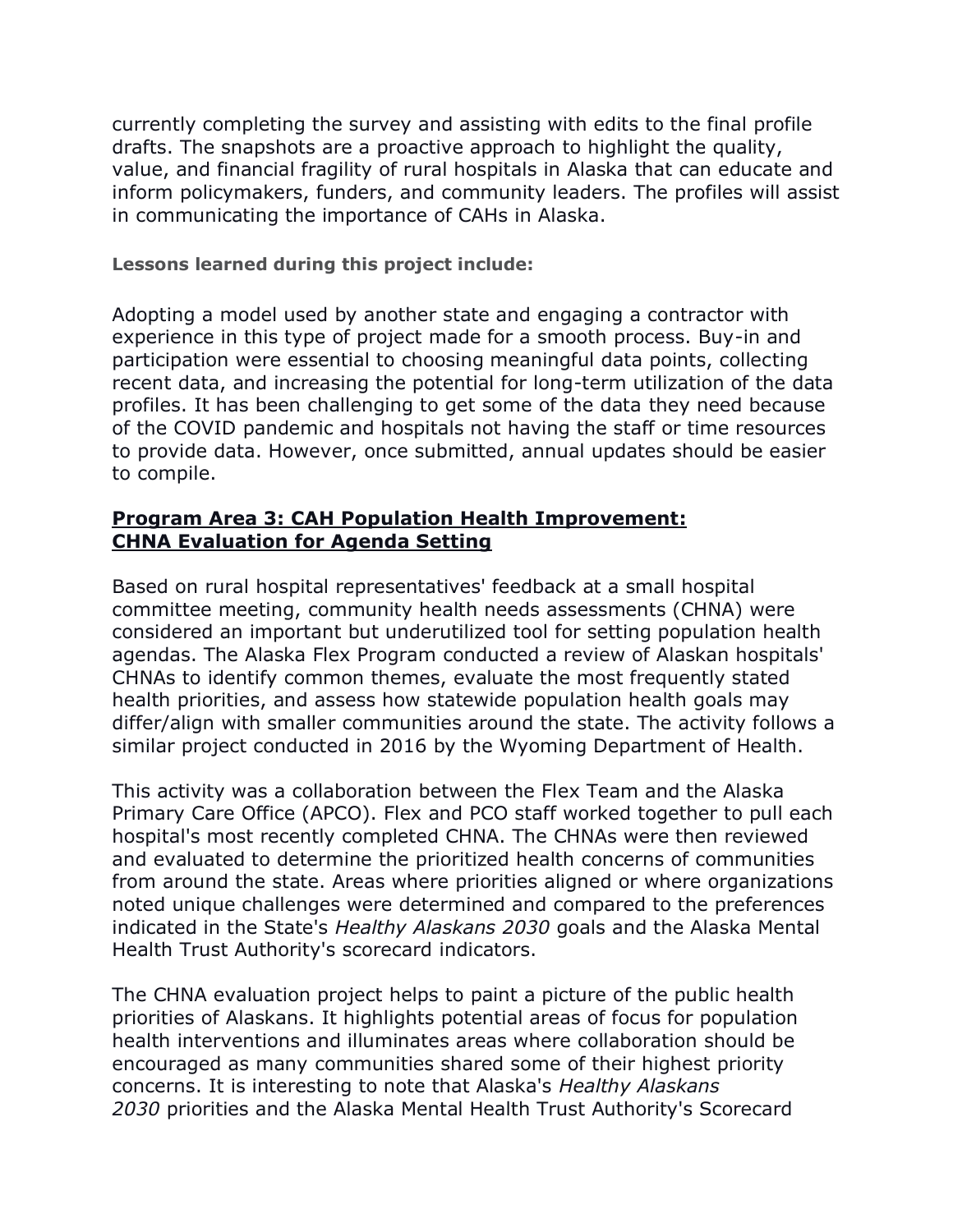currently completing the survey and assisting with edits to the final profile drafts. The snapshots are a proactive approach to highlight the quality, value, and financial fragility of rural hospitals in Alaska that can educate and inform policymakers, funders, and community leaders. The profiles will assist in communicating the importance of CAHs in Alaska.

**Lessons learned during this project include:**

Adopting a model used by another state and engaging a contractor with experience in this type of project made for a smooth process. Buy-in and participation were essential to choosing meaningful data points, collecting recent data, and increasing the potential for long-term utilization of the data profiles. It has been challenging to get some of the data they need because of the COVID pandemic and hospitals not having the staff or time resources to provide data. However, once submitted, annual updates should be easier to compile.

### Program Area 3: CAH Population Health Improvement: CHNA Evaluation for Agenda Setting

Based on rural hospital representatives' feedback at a small hospital committee meeting, community health needs assessments (CHNA) were considered an important but underutilized tool for setting population health agendas. The Alaska Flex Program conducted a review of Alaskan hospitals' CHNAs to identify common themes, evaluate the most frequently stated health priorities, and assess how statewide population health goals may differ/align with smaller communities around the state. The activity follows a similar project conducted in 2016 by the Wyoming Department of Health.

This activity was a collaboration between the Flex Team and the Alaska Primary Care Office (APCO). Flex and PCO staff worked together to pull each hospital's most recently completed CHNA. The CHNAs were then reviewed and evaluated to determine the prioritized health concerns of communities from around the state. Areas where priorities aligned or where organizations noted unique challenges were determined and compared to the preferences indicated in the State's *Healthy Alaskans 2030* goals and the Alaska Mental Health Trust Authority's scorecard indicators.

The CHNA evaluation project helps to paint a picture of the public health priorities of Alaskans. It highlights potential areas of focus for population health interventions and illuminates areas where collaboration should be encouraged as many communities shared some of their highest priority concerns. It is interesting to note that Alaska's *Healthy Alaskans 2030* priorities and the Alaska Mental Health Trust Authority's Scorecard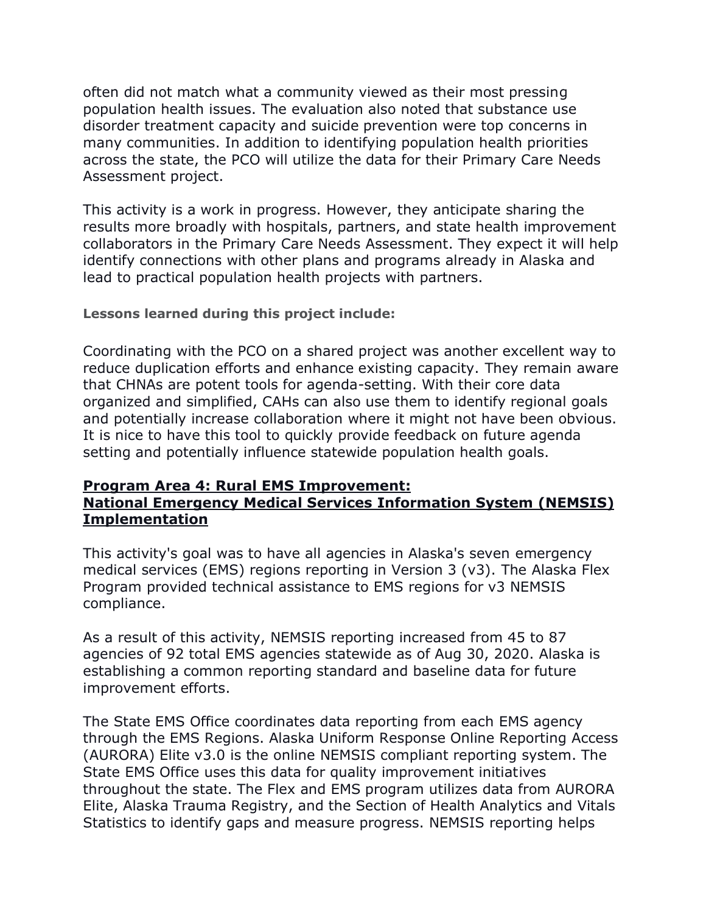often did not match what a community viewed as their most pressing population health issues. The evaluation also noted that substance use disorder treatment capacity and suicide prevention were top concerns in many communities. In addition to identifying population health priorities across the state, the PCO will utilize the data for their Primary Care Needs Assessment project.

This activity is a work in progress. However, they anticipate sharing the results more broadly with hospitals, partners, and state health improvement collaborators in the Primary Care Needs Assessment. They expect it will help identify connections with other plans and programs already in Alaska and lead to practical population health projects with partners.

**Lessons learned during this project include:**

Coordinating with the PCO on a shared project was another excellent way to reduce duplication efforts and enhance existing capacity. They remain aware that CHNAs are potent tools for agenda-setting. With their core data organized and simplified, CAHs can also use them to identify regional goals and potentially increase collaboration where it might not have been obvious. It is nice to have this tool to quickly provide feedback on future agenda setting and potentially influence statewide population health goals.

## Program Area 4: Rural EMS Improvement: National Emergency Medical Services Information System (NEMSIS) Implementation

This activity's goal was to have all agencies in Alaska's seven emergency medical services (EMS) regions reporting in Version 3 (v3). The Alaska Flex Program provided technical assistance to EMS regions for v3 NEMSIS compliance.

As a result of this activity, NEMSIS reporting increased from 45 to 87 agencies of 92 total EMS agencies statewide as of Aug 30, 2020. Alaska is establishing a common reporting standard and baseline data for future improvement efforts.

The State EMS Office coordinates data reporting from each EMS agency through the EMS Regions. Alaska Uniform Response Online Reporting Access (AURORA) Elite v3.0 is the online NEMSIS compliant reporting system. The State EMS Office uses this data for quality improvement initiatives throughout the state. The Flex and EMS program utilizes data from AURORA Elite, Alaska Trauma Registry, and the Section of Health Analytics and Vitals Statistics to identify gaps and measure progress. NEMSIS reporting helps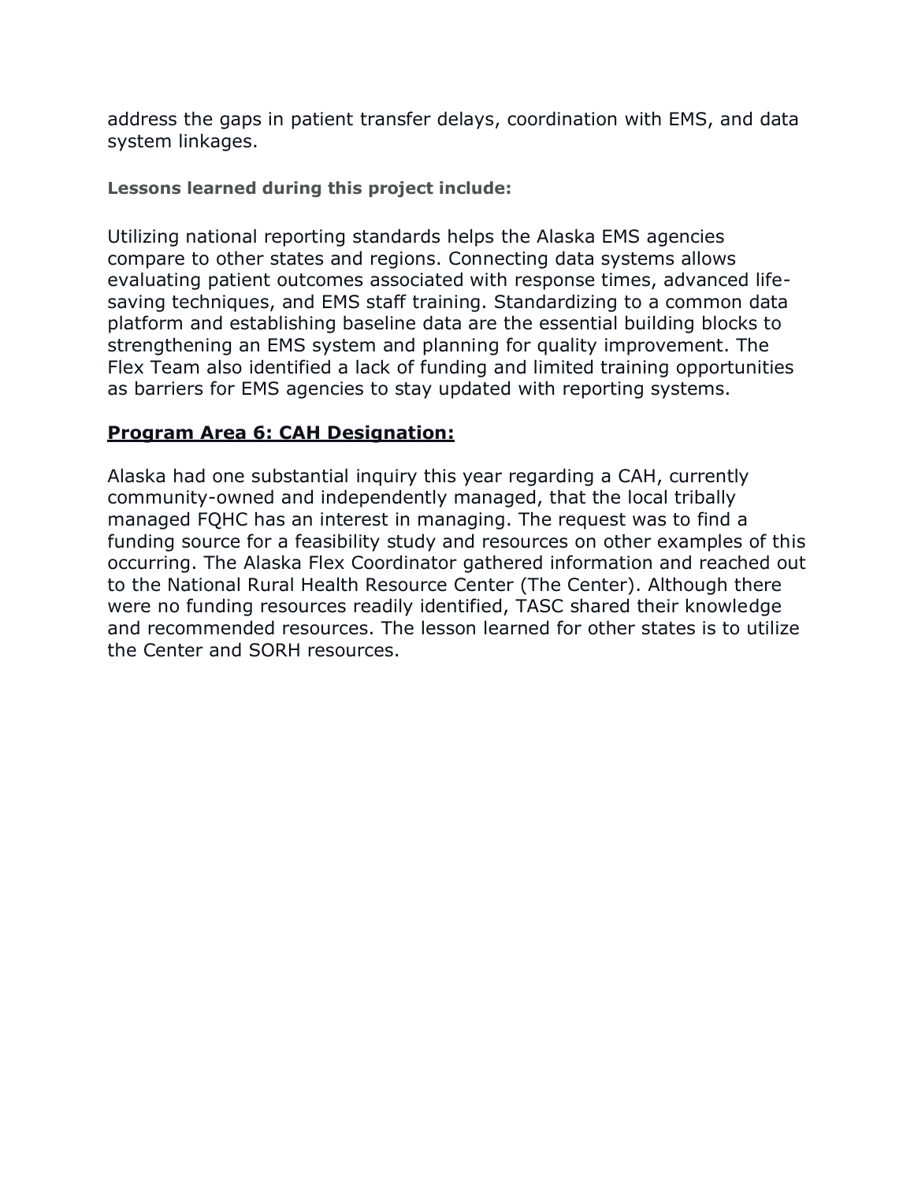address the gaps in patient transfer delays, coordination with EMS, and data system linkages.

**Lessons learned during this project include:**

Utilizing national reporting standards helps the Alaska EMS agencies compare to other states and regions. Connecting data systems allows evaluating patient outcomes associated with response times, advanced life-saving techniques, and EMS staff training. Standardizing to a common data platform and establishing baseline data are the essential building blocks to strengthening an EMS system and planning for quality improvement. The Flex Team also identified a lack of funding and limited training opportunities as barriers for EMS agencies to stay updated with reporting systems.

## **Program Area 6: CAH Designation:**

Alaska had one substantial inquiry this year regarding a CAH, currently community-owned and independently managed, that the local tribally managed FQHC has an interest in managing. The request was to find a funding source for a feasibility study and resources on other examples of this occurring. The Alaska Flex Coordinator gathered information and reached out to the National Rural Health Resource Center (The Center). Although there were no funding resources readily identified, TASC shared their knowledge and recommended resources. The lesson learned for other states is to utilize the Center and SORH resources.